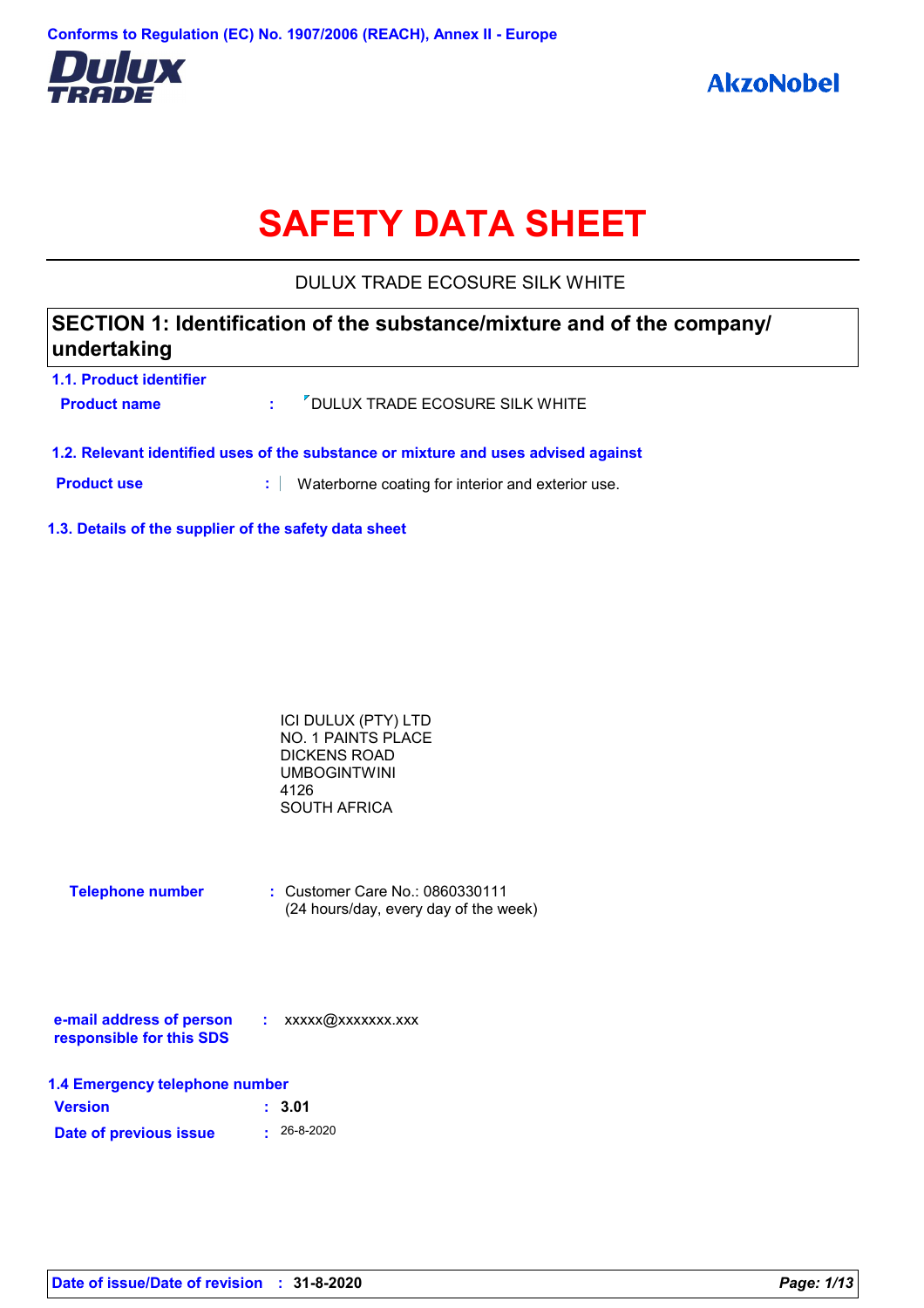Conforms to Regulation (EC) No. 1907/2006 (REACH), Annex II - Europe

# SAFETY DATA SHEET

DULUX TRADE ECOSURE SILK WHITE

## SECTION 1: Identification of the substance/mixture and of the company/ undertaking

### 1.1. Product identifier

**Product name** : DULUX TRADE ECOSURE SILK WHITE

### 1.2. Relevant identified uses of the substance or mixture and uses advised against

**Product use** : Waterborne coating for interior and exterior use.

### 1.3. Details of the supplier of the safety data sheet

ICI DULUX (PTY) LTD
NO. 1 PAINTS PLACE
DICKENS ROAD
UMBOGINTWINI
4126
SOUTH AFRICA

**Telephone number** : Customer Care No.: 0860330111
(24 hours/day, every day of the week)

**e-mail address of person responsible for this SDS** : xxxxx@xxxxxxx.xxx

### 1.4 Emergency telephone number

**Version** : **3.01**

**Date of previous issue** : 26-8-2020

**Date of issue/Date of revision** : **31-8-2020**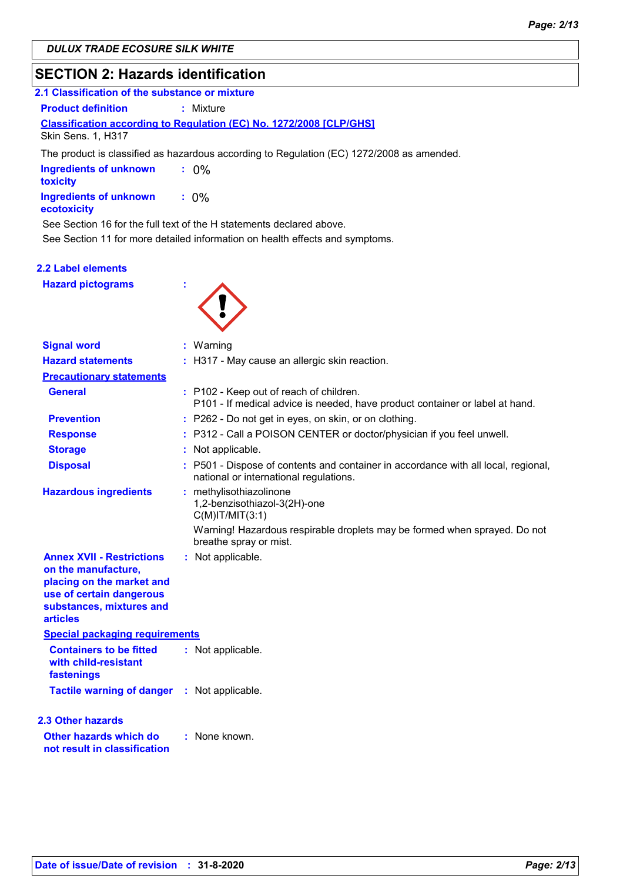DULUX TRADE ECOSURE SILK WHITE

## SECTION 2: Hazards identification

### 2.1 Classification of the substance or mixture

**Product definition** : Mixture

**Classification according to Regulation (EC) No. 1272/2008 [CLP/GHS]**

Skin Sens. 1, H317

The product is classified as hazardous according to Regulation (EC) 1272/2008 as amended.

**Ingredients of unknown toxicity** : 0%

**Ingredients of unknown ecotoxicity** : 0%

See Section 16 for the full text of the H statements declared above.

See Section 11 for more detailed information on health effects and symptoms.

### 2.2 Label elements

**Hazard pictograms** :

**Signal word** : Warning

**Hazard statements** : H317 - May cause an allergic skin reaction.

**Precautionary statements**

**General** : P102 - Keep out of reach of children.
P101 - If medical advice is needed, have product container or label at hand.

**Prevention** : P262 - Do not get in eyes, on skin, or on clothing.

**Response** : P312 - Call a POISON CENTER or doctor/physician if you feel unwell.

**Storage** : Not applicable.

**Disposal** : P501 - Dispose of contents and container in accordance with all local, regional, national or international regulations.

**Hazardous ingredients** : methylisothiazolinone
1,2-benzisothiazol-3(2H)-one
C(M)IT/MIT(3:1)

Warning! Hazardous respirable droplets may be formed when sprayed. Do not breathe spray or mist.

**Annex XVII - Restrictions on the manufacture, placing on the market and use of certain dangerous substances, mixtures and articles** : Not applicable.

**Special packaging requirements**

**Containers to be fitted with child-resistant fastenings** : Not applicable.

**Tactile warning of danger** : Not applicable.

### 2.3 Other hazards

**Other hazards which do not result in classification** : None known.

**Date of issue/Date of revision** : 31-8-2020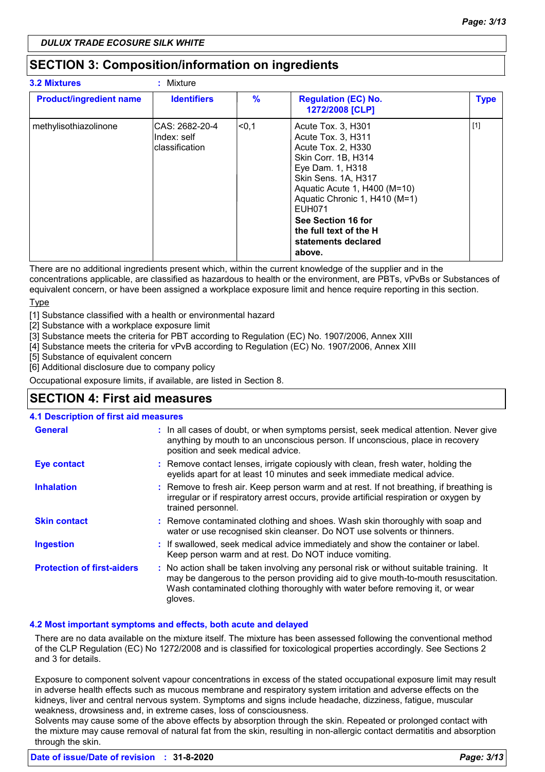DULUX TRADE ECOSURE SILK WHITE

## SECTION 3: Composition/information on ingredients

**3.2 Mixtures** : Mixture

| Product/ingredient name | Identifiers | % | Regulation (EC) No. 1272/2008 [CLP] | Type |
|---|---|---|---|---|
| methylisothiazolinone | CAS: 2682-20-4<br>Index: self classification | <0,1 | Acute Tox. 3, H301<br>Acute Tox. 3, H311<br>Acute Tox. 2, H330<br>Skin Corr. 1B, H314<br>Eye Dam. 1, H318<br>Skin Sens. 1A, H317<br>Aquatic Acute 1, H400 (M=10)<br>Aquatic Chronic 1, H410 (M=1)<br>EUH071<br>**See Section 16 for the full text of the H statements declared above.** | [1] |

There are no additional ingredients present which, within the current knowledge of the supplier and in the concentrations applicable, are classified as hazardous to health or the environment, are PBTs, vPvBs or Substances of equivalent concern, or have been assigned a workplace exposure limit and hence require reporting in this section.

Type

[1] Substance classified with a health or environmental hazard
[2] Substance with a workplace exposure limit
[3] Substance meets the criteria for PBT according to Regulation (EC) No. 1907/2006, Annex XIII
[4] Substance meets the criteria for vPvB according to Regulation (EC) No. 1907/2006, Annex XIII
[5] Substance of equivalent concern
[6] Additional disclosure due to company policy

Occupational exposure limits, if available, are listed in Section 8.

## SECTION 4: First aid measures

### 4.1 Description of first aid measures

**General** : In all cases of doubt, or when symptoms persist, seek medical attention. Never give anything by mouth to an unconscious person. If unconscious, place in recovery position and seek medical advice.

**Eye contact** : Remove contact lenses, irrigate copiously with clean, fresh water, holding the eyelids apart for at least 10 minutes and seek immediate medical advice.

**Inhalation** : Remove to fresh air. Keep person warm and at rest. If not breathing, if breathing is irregular or if respiratory arrest occurs, provide artificial respiration or oxygen by trained personnel.

**Skin contact** : Remove contaminated clothing and shoes. Wash skin thoroughly with soap and water or use recognised skin cleanser. Do NOT use solvents or thinners.

**Ingestion** : If swallowed, seek medical advice immediately and show the container or label. Keep person warm and at rest. Do NOT induce vomiting.

**Protection of first-aiders** : No action shall be taken involving any personal risk or without suitable training. It may be dangerous to the person providing aid to give mouth-to-mouth resuscitation. Wash contaminated clothing thoroughly with water before removing it, or wear gloves.

### 4.2 Most important symptoms and effects, both acute and delayed

There are no data available on the mixture itself. The mixture has been assessed following the conventional method of the CLP Regulation (EC) No 1272/2008 and is classified for toxicological properties accordingly. See Sections 2 and 3 for details.

Exposure to component solvent vapour concentrations in excess of the stated occupational exposure limit may result in adverse health effects such as mucous membrane and respiratory system irritation and adverse effects on the kidneys, liver and central nervous system. Symptoms and signs include headache, dizziness, fatigue, muscular weakness, drowsiness and, in extreme cases, loss of consciousness.
Solvents may cause some of the above effects by absorption through the skin. Repeated or prolonged contact with the mixture may cause removal of natural fat from the skin, resulting in non-allergic contact dermatitis and absorption through the skin.

**Date of issue/Date of revision** : **31-8-2020**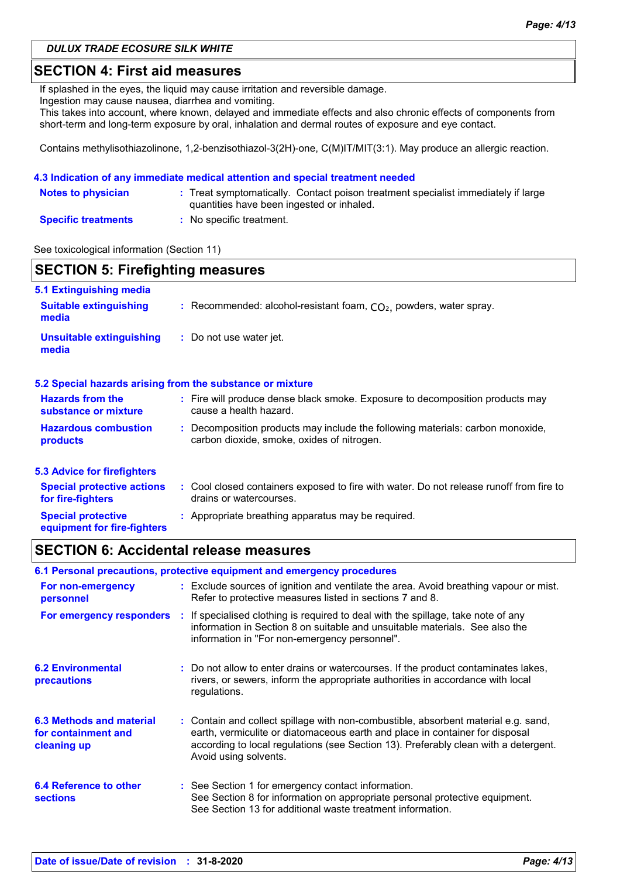DULUX TRADE ECOSURE SILK WHITE

## SECTION 4: First aid measures

If splashed in the eyes, the liquid may cause irritation and reversible damage.
Ingestion may cause nausea, diarrhea and vomiting.
This takes into account, where known, delayed and immediate effects and also chronic effects of components from short-term and long-term exposure by oral, inhalation and dermal routes of exposure and eye contact.

Contains methylisothiazolinone, 1,2-benzisothiazol-3(2H)-one, C(M)IT/MIT(3:1). May produce an allergic reaction.

### 4.3 Indication of any immediate medical attention and special treatment needed

**Notes to physician** : Treat symptomatically. Contact poison treatment specialist immediately if large quantities have been ingested or inhaled.

**Specific treatments** : No specific treatment.

See toxicological information (Section 11)

## SECTION 5: Firefighting measures

### 5.1 Extinguishing media

**Suitable extinguishing media** : Recommended: alcohol-resistant foam, $CO_2$, powders, water spray.

**Unsuitable extinguishing media** : Do not use water jet.

### 5.2 Special hazards arising from the substance or mixture

**Hazards from the substance or mixture** : Fire will produce dense black smoke. Exposure to decomposition products may cause a health hazard.

**Hazardous combustion products** : Decomposition products may include the following materials: carbon monoxide, carbon dioxide, smoke, oxides of nitrogen.

### 5.3 Advice for firefighters

**Special protective actions for fire-fighters** : Cool closed containers exposed to fire with water. Do not release runoff from fire to drains or watercourses.

**Special protective equipment for fire-fighters** : Appropriate breathing apparatus may be required.

## SECTION 6: Accidental release measures

### 6.1 Personal precautions, protective equipment and emergency procedures

**For non-emergency personnel** : Exclude sources of ignition and ventilate the area. Avoid breathing vapour or mist. Refer to protective measures listed in sections 7 and 8.

**For emergency responders** : If specialised clothing is required to deal with the spillage, take note of any information in Section 8 on suitable and unsuitable materials. See also the information in "For non-emergency personnel".

### 6.2 Environmental precautions

: Do not allow to enter drains or watercourses. If the product contaminates lakes, rivers, or sewers, inform the appropriate authorities in accordance with local regulations.

### 6.3 Methods and material for containment and cleaning up

: Contain and collect spillage with non-combustible, absorbent material e.g. sand, earth, vermiculite or diatomaceous earth and place in container for disposal according to local regulations (see Section 13). Preferably clean with a detergent. Avoid using solvents.

### 6.4 Reference to other sections

: See Section 1 for emergency contact information.
See Section 8 for information on appropriate personal protective equipment.
See Section 13 for additional waste treatment information.

**Date of issue/Date of revision** : **31-8-2020**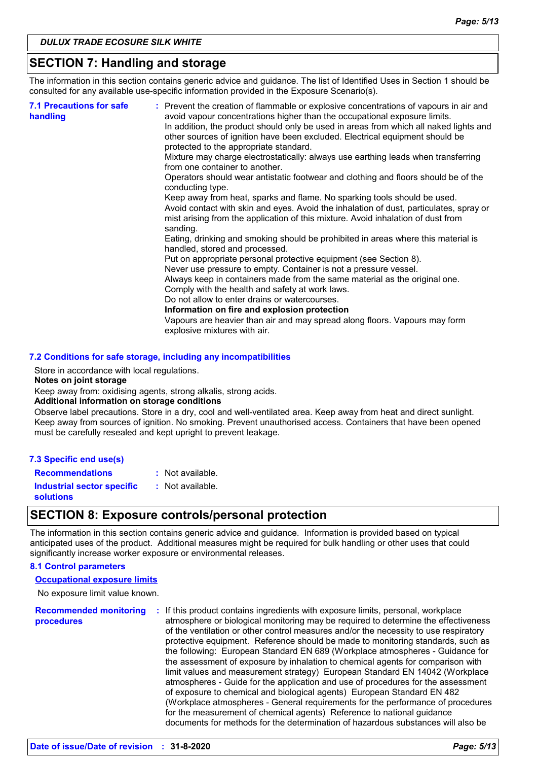## SECTION 7: Handling and storage

The information in this section contains generic advice and guidance. The list of Identified Uses in Section 1 should be consulted for any available use-specific information provided in the Exposure Scenario(s).

**7.1 Precautions for safe handling** : Prevent the creation of flammable or explosive concentrations of vapours in air and avoid vapour concentrations higher than the occupational exposure limits.
In addition, the product should only be used in areas from which all naked lights and other sources of ignition have been excluded. Electrical equipment should be protected to the appropriate standard.
Mixture may charge electrostatically: always use earthing leads when transferring from one container to another.
Operators should wear antistatic footwear and clothing and floors should be of the conducting type.
Keep away from heat, sparks and flame. No sparking tools should be used.
Avoid contact with skin and eyes. Avoid the inhalation of dust, particulates, spray or mist arising from the application of this mixture. Avoid inhalation of dust from sanding.
Eating, drinking and smoking should be prohibited in areas where this material is handled, stored and processed.
Put on appropriate personal protective equipment (see Section 8).
Never use pressure to empty. Container is not a pressure vessel.
Always keep in containers made from the same material as the original one.
Comply with the health and safety at work laws.
Do not allow to enter drains or watercourses.
**Information on fire and explosion protection**
Vapours are heavier than air and may spread along floors. Vapours may form explosive mixtures with air.

**7.2 Conditions for safe storage, including any incompatibilities**

Store in accordance with local regulations.
**Notes on joint storage**
Keep away from: oxidising agents, strong alkalis, strong acids.
**Additional information on storage conditions**
Observe label precautions. Store in a dry, cool and well-ventilated area. Keep away from heat and direct sunlight. Keep away from sources of ignition. No smoking. Prevent unauthorised access. Containers that have been opened must be carefully resealed and kept upright to prevent leakage.

**7.3 Specific end use(s)**

**Recommendations** : Not available.

**Industrial sector specific solutions** : Not available.

## SECTION 8: Exposure controls/personal protection

The information in this section contains generic advice and guidance. Information is provided based on typical anticipated uses of the product. Additional measures might be required for bulk handling or other uses that could significantly increase worker exposure or environmental releases.

**8.1 Control parameters**

**Occupational exposure limits**

No exposure limit value known.

**Recommended monitoring procedures** : If this product contains ingredients with exposure limits, personal, workplace atmosphere or biological monitoring may be required to determine the effectiveness of the ventilation or other control measures and/or the necessity to use respiratory protective equipment. Reference should be made to monitoring standards, such as the following: European Standard EN 689 (Workplace atmospheres - Guidance for the assessment of exposure by inhalation to chemical agents for comparison with limit values and measurement strategy) European Standard EN 14042 (Workplace atmospheres - Guide for the application and use of procedures for the assessment of exposure to chemical and biological agents) European Standard EN 482 (Workplace atmospheres - General requirements for the performance of procedures for the measurement of chemical agents) Reference to national guidance documents for methods for the determination of hazardous substances will also be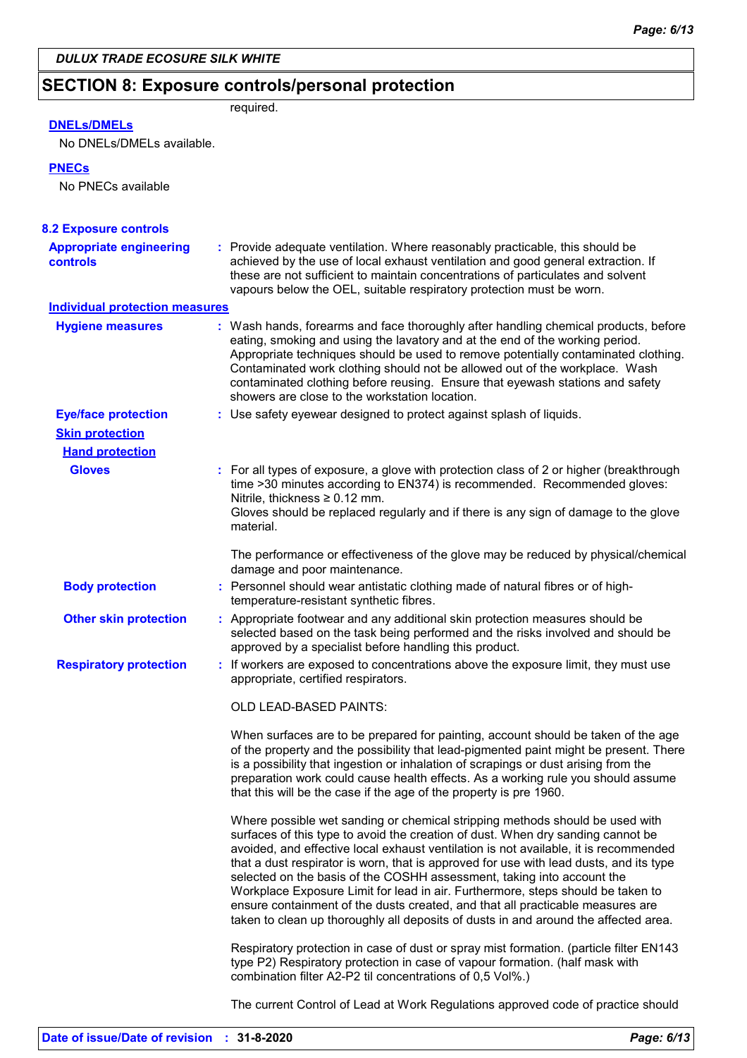## SECTION 8: Exposure controls/personal protection

required.

**DNELs/DMELs**

No DNELs/DMELs available.

**PNECs**

No PNECs available

### 8.2 Exposure controls

**Appropriate engineering controls** : Provide adequate ventilation. Where reasonably practicable, this should be achieved by the use of local exhaust ventilation and good general extraction. If these are not sufficient to maintain concentrations of particulates and solvent vapours below the OEL, suitable respiratory protection must be worn.

**Individual protection measures**

**Hygiene measures** : Wash hands, forearms and face thoroughly after handling chemical products, before eating, smoking and using the lavatory and at the end of the working period. Appropriate techniques should be used to remove potentially contaminated clothing. Contaminated work clothing should not be allowed out of the workplace. Wash contaminated clothing before reusing. Ensure that eyewash stations and safety showers are close to the workstation location.

**Eye/face protection** : Use safety eyewear designed to protect against splash of liquids.

**Skin protection**

**Hand protection**

**Gloves** : For all types of exposure, a glove with protection class of 2 or higher (breakthrough time >30 minutes according to EN374) is recommended. Recommended gloves: Nitrile, thickness ≥ 0.12 mm.
Gloves should be replaced regularly and if there is any sign of damage to the glove material.

The performance or effectiveness of the glove may be reduced by physical/chemical damage and poor maintenance.

**Body protection** : Personnel should wear antistatic clothing made of natural fibres or of high-temperature-resistant synthetic fibres.

**Other skin protection** : Appropriate footwear and any additional skin protection measures should be selected based on the task being performed and the risks involved and should be approved by a specialist before handling this product.

**Respiratory protection** : If workers are exposed to concentrations above the exposure limit, they must use appropriate, certified respirators.

OLD LEAD-BASED PAINTS:

When surfaces are to be prepared for painting, account should be taken of the age of the property and the possibility that lead-pigmented paint might be present. There is a possibility that ingestion or inhalation of scrapings or dust arising from the preparation work could cause health effects. As a working rule you should assume that this will be the case if the age of the property is pre 1960.

Where possible wet sanding or chemical stripping methods should be used with surfaces of this type to avoid the creation of dust. When dry sanding cannot be avoided, and effective local exhaust ventilation is not available, it is recommended that a dust respirator is worn, that is approved for use with lead dusts, and its type selected on the basis of the COSHH assessment, taking into account the Workplace Exposure Limit for lead in air. Furthermore, steps should be taken to ensure containment of the dusts created, and that all practicable measures are taken to clean up thoroughly all deposits of dusts in and around the affected area.

Respiratory protection in case of dust or spray mist formation. (particle filter EN143 type P2) Respiratory protection in case of vapour formation. (half mask with combination filter A2-P2 til concentrations of 0,5 Vol%.)

The current Control of Lead at Work Regulations approved code of practice should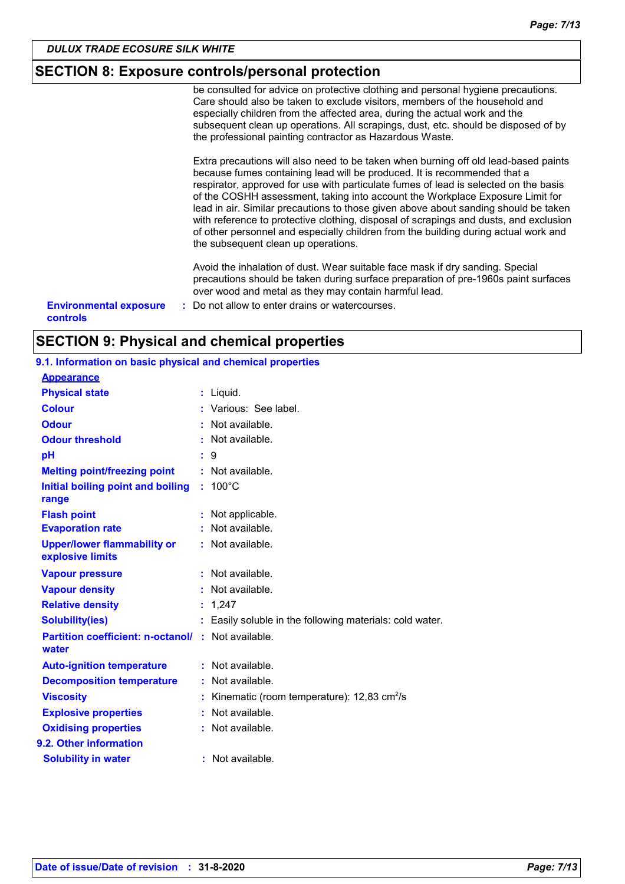## SECTION 8: Exposure controls/personal protection

be consulted for advice on protective clothing and personal hygiene precautions. Care should also be taken to exclude visitors, members of the household and especially children from the affected area, during the actual work and the subsequent clean up operations. All scrapings, dust, etc. should be disposed of by the professional painting contractor as Hazardous Waste.

Extra precautions will also need to be taken when burning off old lead-based paints because fumes containing lead will be produced. It is recommended that a respirator, approved for use with particulate fumes of lead is selected on the basis of the COSHH assessment, taking into account the Workplace Exposure Limit for lead in air. Similar precautions to those given above about sanding should be taken with reference to protective clothing, disposal of scrapings and dusts, and exclusion of other personnel and especially children from the building during actual work and the subsequent clean up operations.

Avoid the inhalation of dust. Wear suitable face mask if dry sanding. Special precautions should be taken during surface preparation of pre-1960s paint surfaces over wood and metal as they may contain harmful lead.

**Environmental exposure controls** : Do not allow to enter drains or watercourses.

## SECTION 9: Physical and chemical properties

### 9.1. Information on basic physical and chemical properties

**Appearance**

| | |
|---|---|
| **Physical state** | : Liquid. |
| **Colour** | : Various: See label. |
| **Odour** | : Not available. |
| **Odour threshold** | : Not available. |
| **pH** | : 9 |
| **Melting point/freezing point** | : Not available. |
| **Initial boiling point and boiling range** | : 100°C |
| **Flash point** | : Not applicable. |
| **Evaporation rate** | : Not available. |
| **Upper/lower flammability or explosive limits** | : Not available. |
| **Vapour pressure** | : Not available. |
| **Vapour density** | : Not available. |
| **Relative density** | : 1,247 |
| **Solubility(ies)** | : Easily soluble in the following materials: cold water. |
| **Partition coefficient: n-octanol/ water** | : Not available. |
| **Auto-ignition temperature** | : Not available. |
| **Decomposition temperature** | : Not available. |
| **Viscosity** | : Kinematic (room temperature): 12,83 $cm^2/s$ |
| **Explosive properties** | : Not available. |
| **Oxidising properties** | : Not available. |

### 9.2. Other information

| | |
|---|---|
| **Solubility in water** | : Not available. |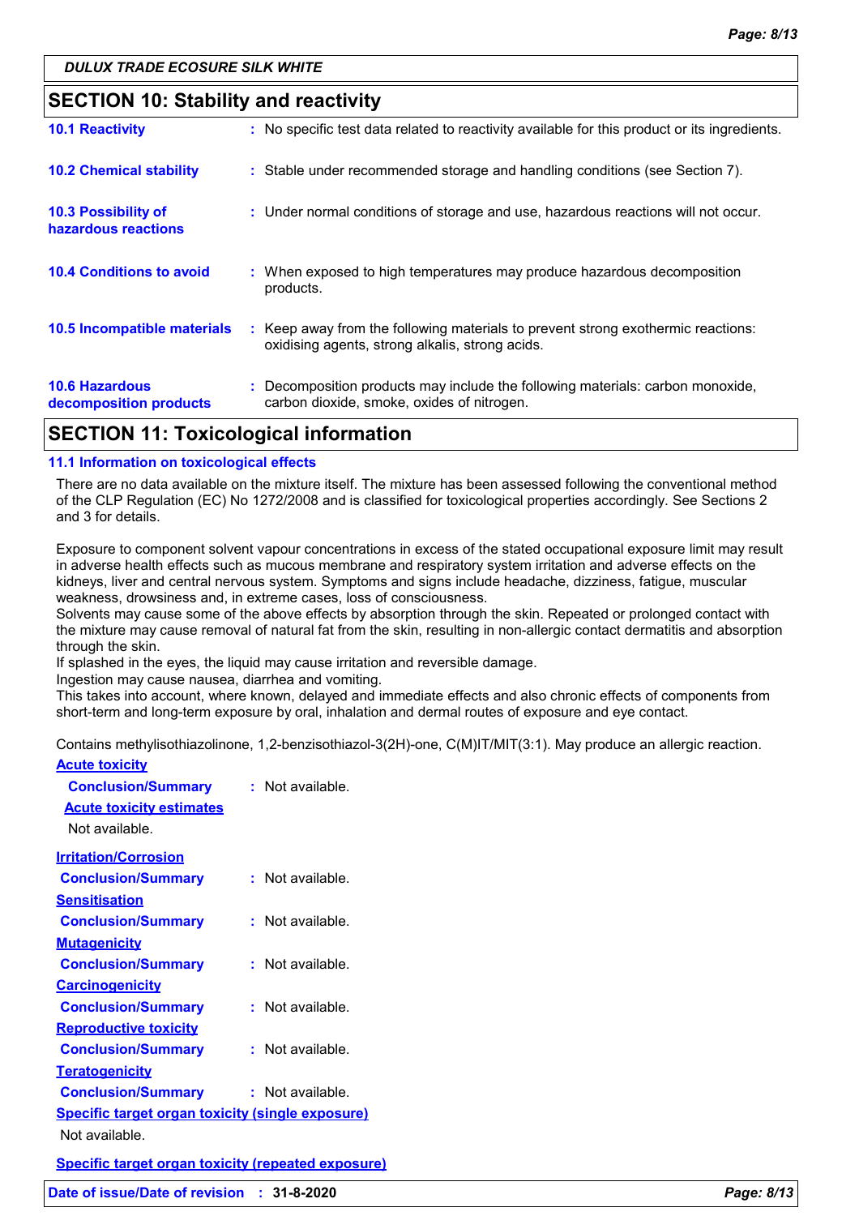## SECTION 10: Stability and reactivity

| | |
|---|---|
| **10.1 Reactivity** | No specific test data related to reactivity available for this product or its ingredients. |
| **10.2 Chemical stability** | Stable under recommended storage and handling conditions (see Section 7). |
| **10.3 Possibility of hazardous reactions** | Under normal conditions of storage and use, hazardous reactions will not occur. |
| **10.4 Conditions to avoid** | When exposed to high temperatures may produce hazardous decomposition products. |
| **10.5 Incompatible materials** | Keep away from the following materials to prevent strong exothermic reactions: oxidising agents, strong alkalis, strong acids. |
| **10.6 Hazardous decomposition products** | Decomposition products may include the following materials: carbon monoxide, carbon dioxide, smoke, oxides of nitrogen. |

## SECTION 11: Toxicological information

### 11.1 Information on toxicological effects

There are no data available on the mixture itself. The mixture has been assessed following the conventional method of the CLP Regulation (EC) No 1272/2008 and is classified for toxicological properties accordingly. See Sections 2 and 3 for details.

Exposure to component solvent vapour concentrations in excess of the stated occupational exposure limit may result in adverse health effects such as mucous membrane and respiratory system irritation and adverse effects on the kidneys, liver and central nervous system. Symptoms and signs include headache, dizziness, fatigue, muscular weakness, drowsiness and, in extreme cases, loss of consciousness.
Solvents may cause some of the above effects by absorption through the skin. Repeated or prolonged contact with the mixture may cause removal of natural fat from the skin, resulting in non-allergic contact dermatitis and absorption through the skin.
If splashed in the eyes, the liquid may cause irritation and reversible damage.
Ingestion may cause nausea, diarrhea and vomiting.
This takes into account, where known, delayed and immediate effects and also chronic effects of components from short-term and long-term exposure by oral, inhalation and dermal routes of exposure and eye contact.

Contains methylisothiazolinone, 1,2-benzisothiazol-3(2H)-one, C(M)IT/MIT(3:1). May produce an allergic reaction.

**Acute toxicity**

**Conclusion/Summary** : Not available.

**Acute toxicity estimates**

Not available.

**Irritation/Corrosion**

**Conclusion/Summary** : Not available.

**Sensitisation**

**Conclusion/Summary** : Not available.

**Mutagenicity**

**Conclusion/Summary** : Not available.

**Carcinogenicity**

**Conclusion/Summary** : Not available.

**Reproductive toxicity**

**Conclusion/Summary** : Not available.

**Teratogenicity**

**Conclusion/Summary** : Not available.

**Specific target organ toxicity (single exposure)**

Not available.

**Specific target organ toxicity (repeated exposure)**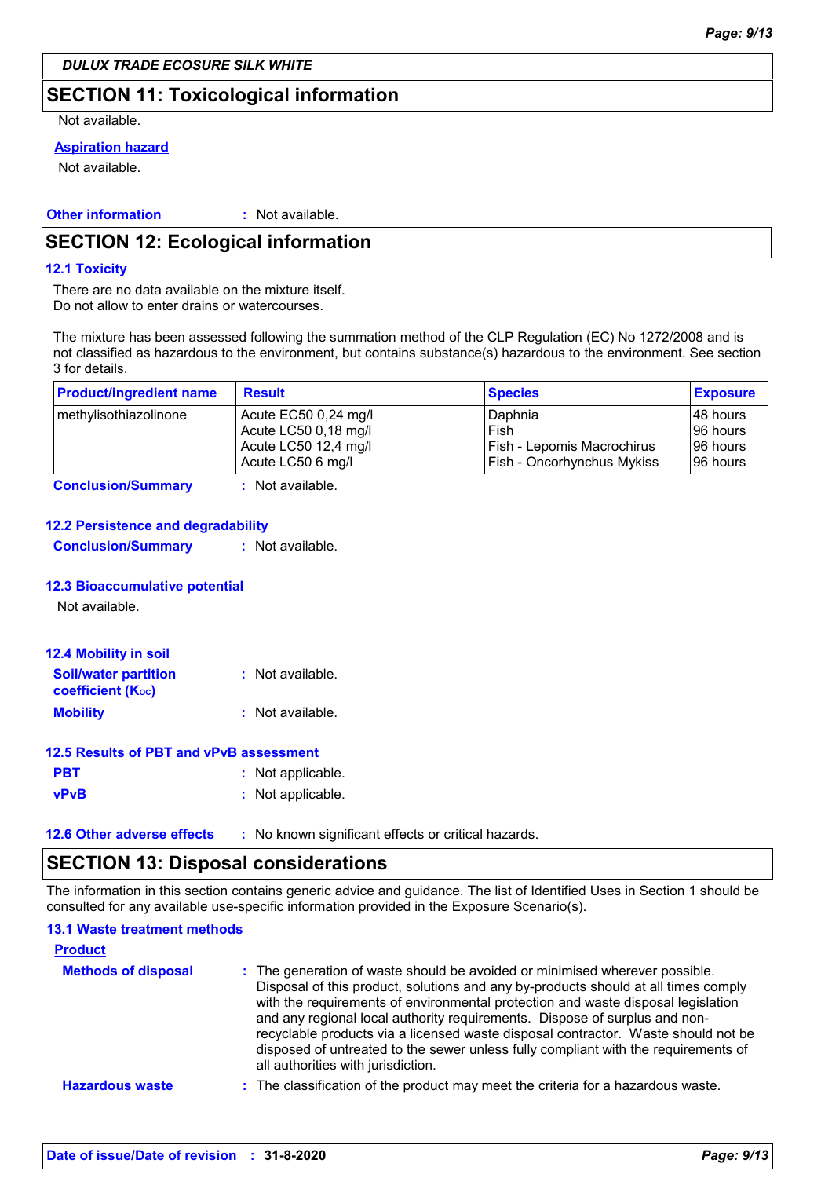**DULUX TRADE ECOSURE SILK WHITE**

## SECTION 11: Toxicological information

Not available.

**Aspiration hazard**

Not available.

**Other information** : Not available.

## SECTION 12: Ecological information

### 12.1 Toxicity

There are no data available on the mixture itself.
Do not allow to enter drains or watercourses.

The mixture has been assessed following the summation method of the CLP Regulation (EC) No 1272/2008 and is not classified as hazardous to the environment, but contains substance(s) hazardous to the environment. See section 3 for details.

| Product/ingredient name | Result | Species | Exposure |
|---|---|---|---|
| methylisothiazolinone | Acute EC50 0,24 mg/l<br>Acute LC50 0,18 mg/l<br>Acute LC50 12,4 mg/l<br>Acute LC50 6 mg/l | Daphnia<br>Fish<br>Fish - Lepomis Macrochirus<br>Fish - Oncorhynchus Mykiss | 48 hours<br>96 hours<br>96 hours<br>96 hours |

**Conclusion/Summary** : Not available.

### 12.2 Persistence and degradability

**Conclusion/Summary** : Not available.

### 12.3 Bioaccumulative potential

Not available.

### 12.4 Mobility in soil

**Soil/water partition coefficient ($K_{OC}$)** : Not available.

**Mobility** : Not available.

### 12.5 Results of PBT and vPvB assessment

**PBT** : Not applicable.

**vPvB** : Not applicable.

### 12.6 Other adverse effects : No known significant effects or critical hazards.

## SECTION 13: Disposal considerations

The information in this section contains generic advice and guidance. The list of Identified Uses in Section 1 should be consulted for any available use-specific information provided in the Exposure Scenario(s).

### 13.1 Waste treatment methods

**Product**

**Methods of disposal** : The generation of waste should be avoided or minimised wherever possible. Disposal of this product, solutions and any by-products should at all times comply with the requirements of environmental protection and waste disposal legislation and any regional local authority requirements. Dispose of surplus and non-recyclable products via a licensed waste disposal contractor. Waste should not be disposed of untreated to the sewer unless fully compliant with the requirements of all authorities with jurisdiction.

**Hazardous waste** : The classification of the product may meet the criteria for a hazardous waste.

**Date of issue/Date of revision** : **31-8-2020**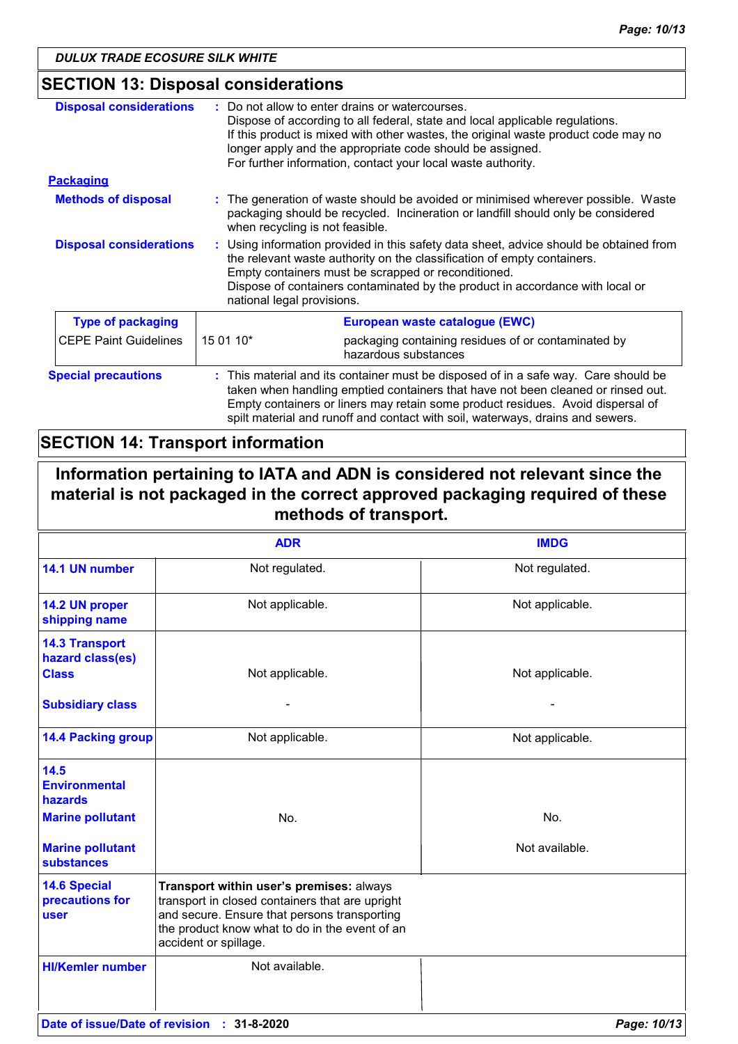## SECTION 13: Disposal considerations

**Disposal considerations** : Do not allow to enter drains or watercourses.
Dispose of according to all federal, state and local applicable regulations.
If this product is mixed with other wastes, the original waste product code may no longer apply and the appropriate code should be assigned.
For further information, contact your local waste authority.

**Packaging**

**Methods of disposal** : The generation of waste should be avoided or minimised wherever possible. Waste packaging should be recycled. Incineration or landfill should only be considered when recycling is not feasible.

**Disposal considerations** : Using information provided in this safety data sheet, advice should be obtained from the relevant waste authority on the classification of empty containers.
Empty containers must be scrapped or reconditioned.
Dispose of containers contaminated by the product in accordance with local or national legal provisions.

| Type of packaging | European waste catalogue (EWC) | |
|---|---|---|
| CEPE Paint Guidelines | 15 01 10* | packaging containing residues of or contaminated by hazardous substances |

**Special precautions** : This material and its container must be disposed of in a safe way. Care should be taken when handling emptied containers that have not been cleaned or rinsed out. Empty containers or liners may retain some product residues. Avoid dispersal of spilt material and runoff and contact with soil, waterways, drains and sewers.

## SECTION 14: Transport information

**Information pertaining to IATA and ADN is considered not relevant since the material is not packaged in the correct approved packaging required of these methods of transport.**

| | ADR | IMDG |
|---|---|---|
| **14.1 UN number** | Not regulated. | Not regulated. |
| **14.2 UN proper shipping name** | Not applicable. | Not applicable. |
| **14.3 Transport hazard class(es)** **Class** | Not applicable. | Not applicable. |
| **Subsidiary class** | - | - |
| **14.4 Packing group** | Not applicable. | Not applicable. |
| **14.5 Environmental hazards** **Marine pollutant** | No. | No. |
| **Marine pollutant substances** | | Not available. |
| **14.6 Special precautions for user** | **Transport within user's premises:** always transport in closed containers that are upright and secure. Ensure that persons transporting the product know what to do in the event of an accident or spillage. | |
| **HI/Kemler number** | Not available. | |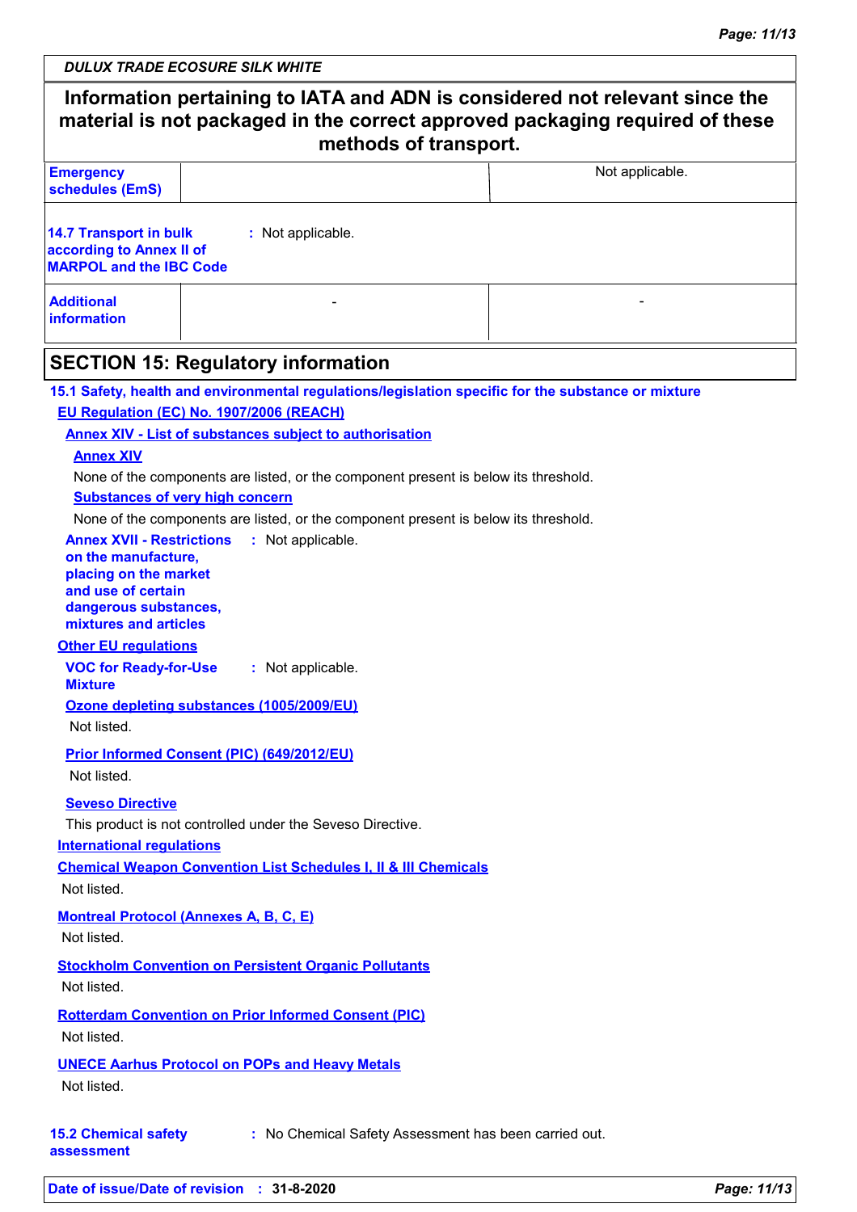**Information pertaining to IATA and ADN is considered not relevant since the material is not packaged in the correct approved packaging required of these methods of transport.**

| | | |
|---|---|---|
| **Emergency schedules (EmS)** | | Not applicable. |

**14.7 Transport in bulk according to Annex II of MARPOL and the IBC Code** : Not applicable.

| | | |
|---|---|---|
| **Additional information** | - | - |

## SECTION 15: Regulatory information

**15.1 Safety, health and environmental regulations/legislation specific for the substance or mixture**

**EU Regulation (EC) No. 1907/2006 (REACH)**

**Annex XIV - List of substances subject to authorisation**

**Annex XIV**

None of the components are listed, or the component present is below its threshold.

**Substances of very high concern**

None of the components are listed, or the component present is below its threshold.

**Annex XVII - Restrictions on the manufacture, placing on the market and use of certain dangerous substances, mixtures and articles** : Not applicable.

**Other EU regulations**

**VOC for Ready-for-Use Mixture** : Not applicable.

**Ozone depleting substances (1005/2009/EU)**

Not listed.

**Prior Informed Consent (PIC) (649/2012/EU)**

Not listed.

**Seveso Directive**

This product is not controlled under the Seveso Directive.

**International regulations**

**Chemical Weapon Convention List Schedules I, II & III Chemicals**

Not listed.

**Montreal Protocol (Annexes A, B, C, E)**

Not listed.

**Stockholm Convention on Persistent Organic Pollutants**

Not listed.

**Rotterdam Convention on Prior Informed Consent (PIC)**

Not listed.

**UNECE Aarhus Protocol on POPs and Heavy Metals**

Not listed.

**15.2 Chemical safety assessment** : No Chemical Safety Assessment has been carried out.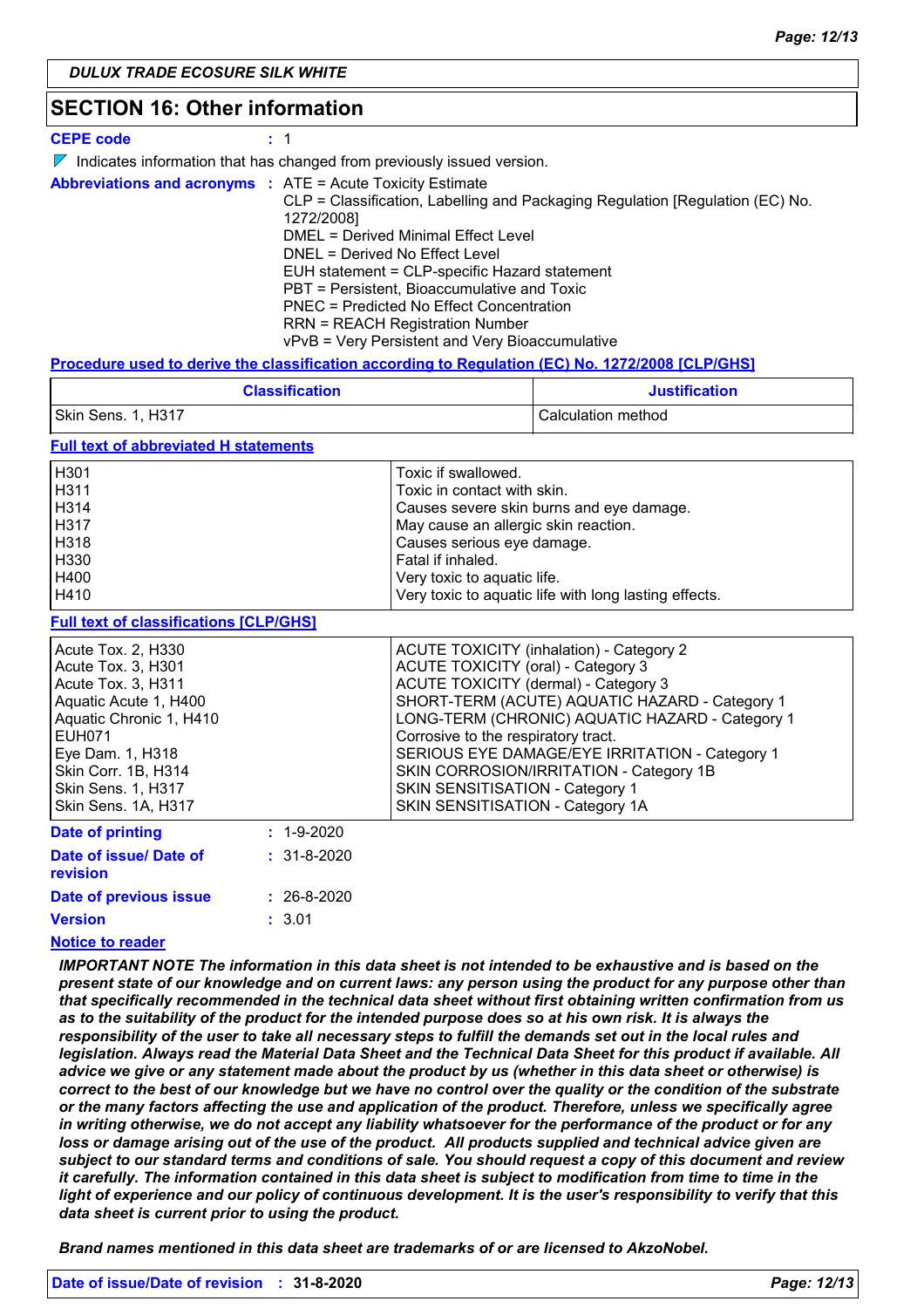**DULUX TRADE ECOSURE SILK WHITE**

## SECTION 16: Other information

**CEPE code** : 1

Indicates information that has changed from previously issued version.

**Abbreviations and acronyms** : ATE = Acute Toxicity Estimate
CLP = Classification, Labelling and Packaging Regulation [Regulation (EC) No. 1272/2008]
DMEL = Derived Minimal Effect Level
DNEL = Derived No Effect Level
EUH statement = CLP-specific Hazard statement
PBT = Persistent, Bioaccumulative and Toxic
PNEC = Predicted No Effect Concentration
RRN = REACH Registration Number
vPvB = Very Persistent and Very Bioaccumulative

**Procedure used to derive the classification according to Regulation (EC) No. 1272/2008 [CLP/GHS]**

| Classification | Justification |
|---|---|
| Skin Sens. 1, H317 | Calculation method |

**Full text of abbreviated H statements**

| | |
|---|---|
| H301 | Toxic if swallowed. |
| H311 | Toxic in contact with skin. |
| H314 | Causes severe skin burns and eye damage. |
| H317 | May cause an allergic skin reaction. |
| H318 | Causes serious eye damage. |
| H330 | Fatal if inhaled. |
| H400 | Very toxic to aquatic life. |
| H410 | Very toxic to aquatic life with long lasting effects. |

**Full text of classifications [CLP/GHS]**

| | |
|---|---|
| Acute Tox. 2, H330 | ACUTE TOXICITY (inhalation) - Category 2 |
| Acute Tox. 3, H301 | ACUTE TOXICITY (oral) - Category 3 |
| Acute Tox. 3, H311 | ACUTE TOXICITY (dermal) - Category 3 |
| Aquatic Acute 1, H400 | SHORT-TERM (ACUTE) AQUATIC HAZARD - Category 1 |
| Aquatic Chronic 1, H410 | LONG-TERM (CHRONIC) AQUATIC HAZARD - Category 1 |
| EUH071 | Corrosive to the respiratory tract. |
| Eye Dam. 1, H318 | SERIOUS EYE DAMAGE/EYE IRRITATION - Category 1 |
| Skin Corr. 1B, H314 | SKIN CORROSION/IRRITATION - Category 1B |
| Skin Sens. 1, H317 | SKIN SENSITISATION - Category 1 |
| Skin Sens. 1A, H317 | SKIN SENSITISATION - Category 1A |

**Date of printing** : 1-9-2020

**Date of issue/ Date of revision** : 31-8-2020

**Date of previous issue** : 26-8-2020

**Version** : 3.01

**Notice to reader**

***IMPORTANT NOTE The information in this data sheet is not intended to be exhaustive and is based on the present state of our knowledge and on current laws: any person using the product for any purpose other than that specifically recommended in the technical data sheet without first obtaining written confirmation from us as to the suitability of the product for the intended purpose does so at his own risk. It is always the responsibility of the user to take all necessary steps to fulfill the demands set out in the local rules and legislation. Always read the Material Data Sheet and the Technical Data Sheet for this product if available. All advice we give or any statement made about the product by us (whether in this data sheet or otherwise) is correct to the best of our knowledge but we have no control over the quality or the condition of the substrate or the many factors affecting the use and application of the product. Therefore, unless we specifically agree in writing otherwise, we do not accept any liability whatsoever for the performance of the product or for any loss or damage arising out of the use of the product. All products supplied and technical advice given are subject to our standard terms and conditions of sale. You should request a copy of this document and review it carefully. The information contained in this data sheet is subject to modification from time to time in the light of experience and our policy of continuous development. It is the user's responsibility to verify that this data sheet is current prior to using the product.***

***Brand names mentioned in this data sheet are trademarks of or are licensed to AkzoNobel.***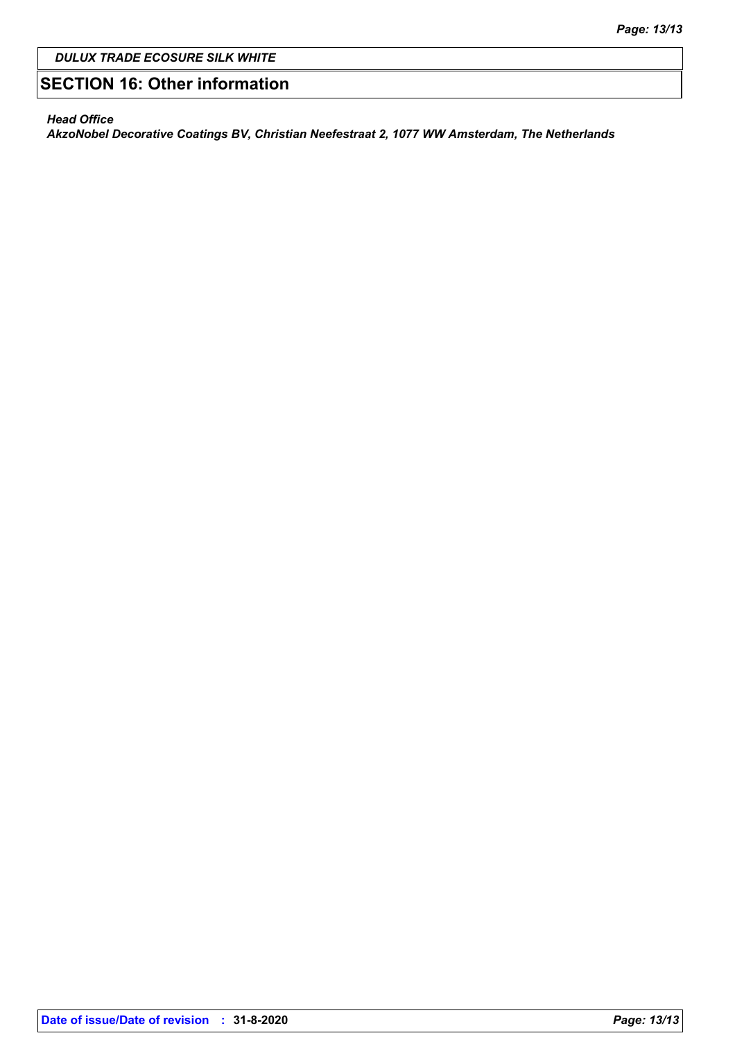## SECTION 16: Other information

***Head Office***

***AkzoNobel Decorative Coatings BV, Christian Neefestraat 2, 1077 WW Amsterdam, The Netherlands***